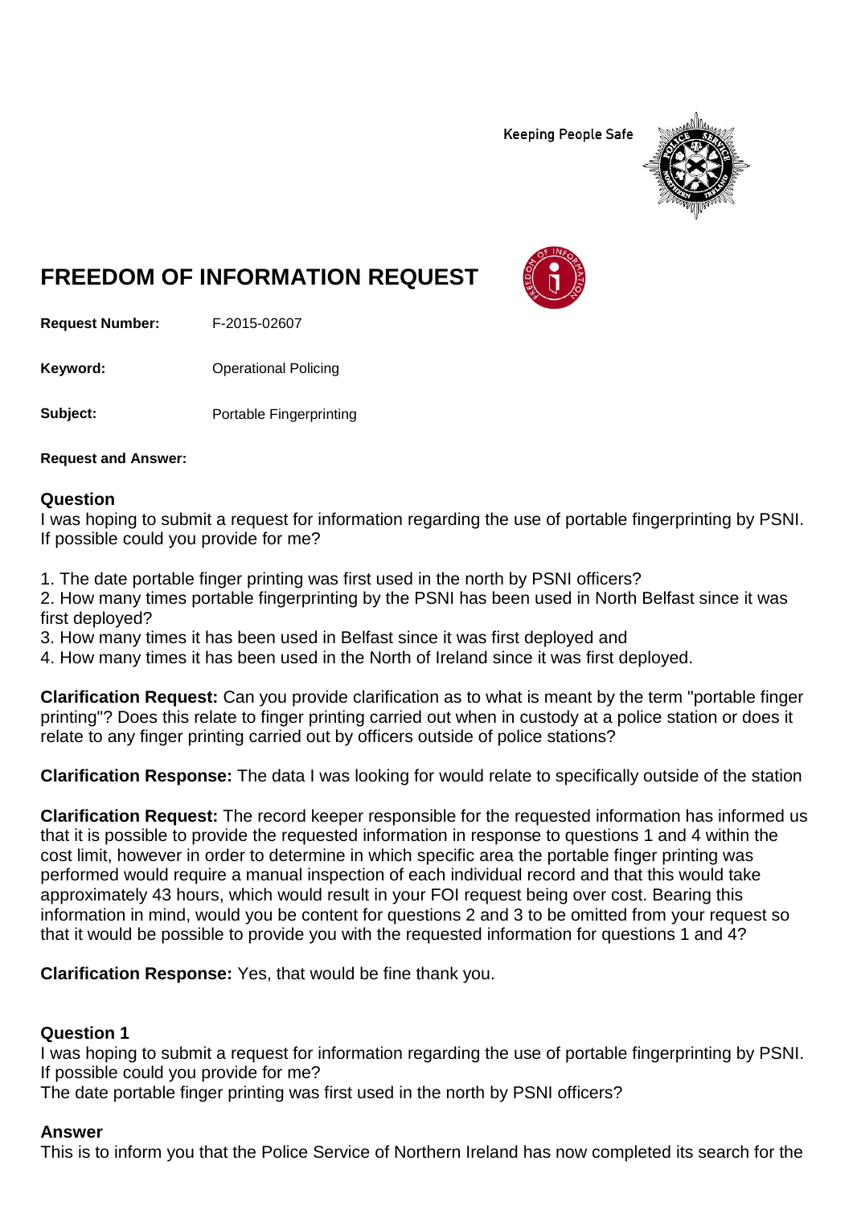Keeping People Safe

# FREEDOM OF INFORMATION REQUEST

**Request Number:** F-2015-02607

**Keyword:** Operational Policing

**Subject:** Portable Fingerprinting

**Request and Answer:**

### Question

I was hoping to submit a request for information regarding the use of portable fingerprinting by PSNI. If possible could you provide for me?

1. The date portable finger printing was first used in the north by PSNI officers?
2. How many times portable fingerprinting by the PSNI has been used in North Belfast since it was first deployed?
3. How many times it has been used in Belfast since it was first deployed and
4. How many times it has been used in the North of Ireland since it was first deployed.

**Clarification Request:** Can you provide clarification as to what is meant by the term "portable finger printing"? Does this relate to finger printing carried out when in custody at a police station or does it relate to any finger printing carried out by officers outside of police stations?

**Clarification Response:** The data I was looking for would relate to specifically outside of the station

**Clarification Request:** The record keeper responsible for the requested information has informed us that it is possible to provide the requested information in response to questions 1 and 4 within the cost limit, however in order to determine in which specific area the portable finger printing was performed would require a manual inspection of each individual record and that this would take approximately 43 hours, which would result in your FOI request being over cost. Bearing this information in mind, would you be content for questions 2 and 3 to be omitted from your request so that it would be possible to provide you with the requested information for questions 1 and 4?

**Clarification Response:** Yes, that would be fine thank you.

### Question 1

I was hoping to submit a request for information regarding the use of portable fingerprinting by PSNI. If possible could you provide for me?
The date portable finger printing was first used in the north by PSNI officers?

### Answer

This is to inform you that the Police Service of Northern Ireland has now completed its search for the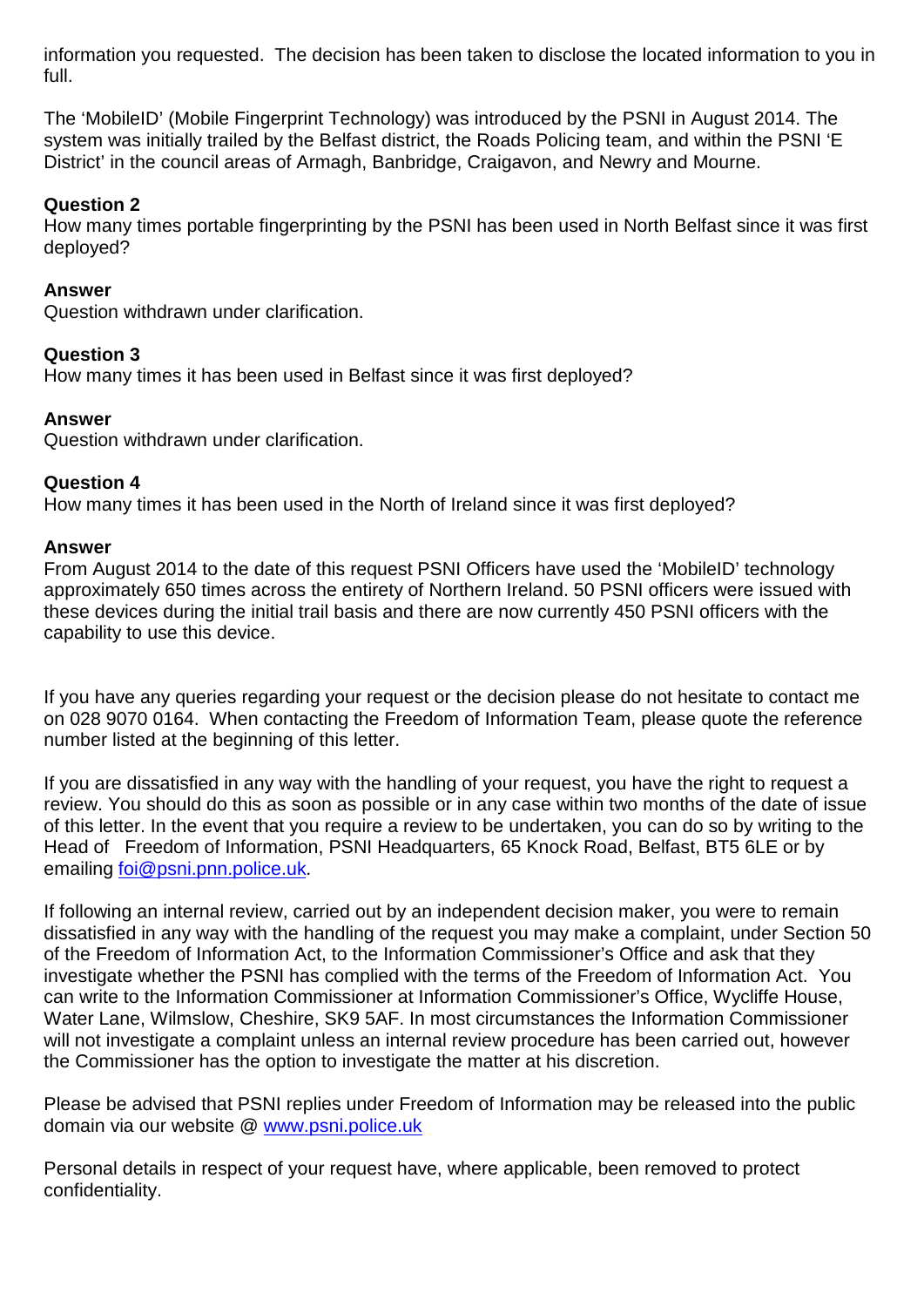information you requested. The decision has been taken to disclose the located information to you in full.

The 'MobileID' (Mobile Fingerprint Technology) was introduced by the PSNI in August 2014. The system was initially trailed by the Belfast district, the Roads Policing team, and within the PSNI 'E District' in the council areas of Armagh, Banbridge, Craigavon, and Newry and Mourne.

**Question 2**
How many times portable fingerprinting by the PSNI has been used in North Belfast since it was first deployed?

**Answer**
Question withdrawn under clarification.

**Question 3**
How many times it has been used in Belfast since it was first deployed?

**Answer**
Question withdrawn under clarification.

**Question 4**
How many times it has been used in the North of Ireland since it was first deployed?

**Answer**
From August 2014 to the date of this request PSNI Officers have used the 'MobileID' technology approximately 650 times across the entirety of Northern Ireland. 50 PSNI officers were issued with these devices during the initial trail basis and there are now currently 450 PSNI officers with the capability to use this device.

If you have any queries regarding your request or the decision please do not hesitate to contact me on 028 9070 0164. When contacting the Freedom of Information Team, please quote the reference number listed at the beginning of this letter.

If you are dissatisfied in any way with the handling of your request, you have the right to request a review. You should do this as soon as possible or in any case within two months of the date of issue of this letter. In the event that you require a review to be undertaken, you can do so by writing to the Head of Freedom of Information, PSNI Headquarters, 65 Knock Road, Belfast, BT5 6LE or by emailing foi@psni.pnn.police.uk.

If following an internal review, carried out by an independent decision maker, you were to remain dissatisfied in any way with the handling of the request you may make a complaint, under Section 50 of the Freedom of Information Act, to the Information Commissioner's Office and ask that they investigate whether the PSNI has complied with the terms of the Freedom of Information Act. You can write to the Information Commissioner at Information Commissioner's Office, Wycliffe House, Water Lane, Wilmslow, Cheshire, SK9 5AF. In most circumstances the Information Commissioner will not investigate a complaint unless an internal review procedure has been carried out, however the Commissioner has the option to investigate the matter at his discretion.

Please be advised that PSNI replies under Freedom of Information may be released into the public domain via our website @ www.psni.police.uk

Personal details in respect of your request have, where applicable, been removed to protect confidentiality.